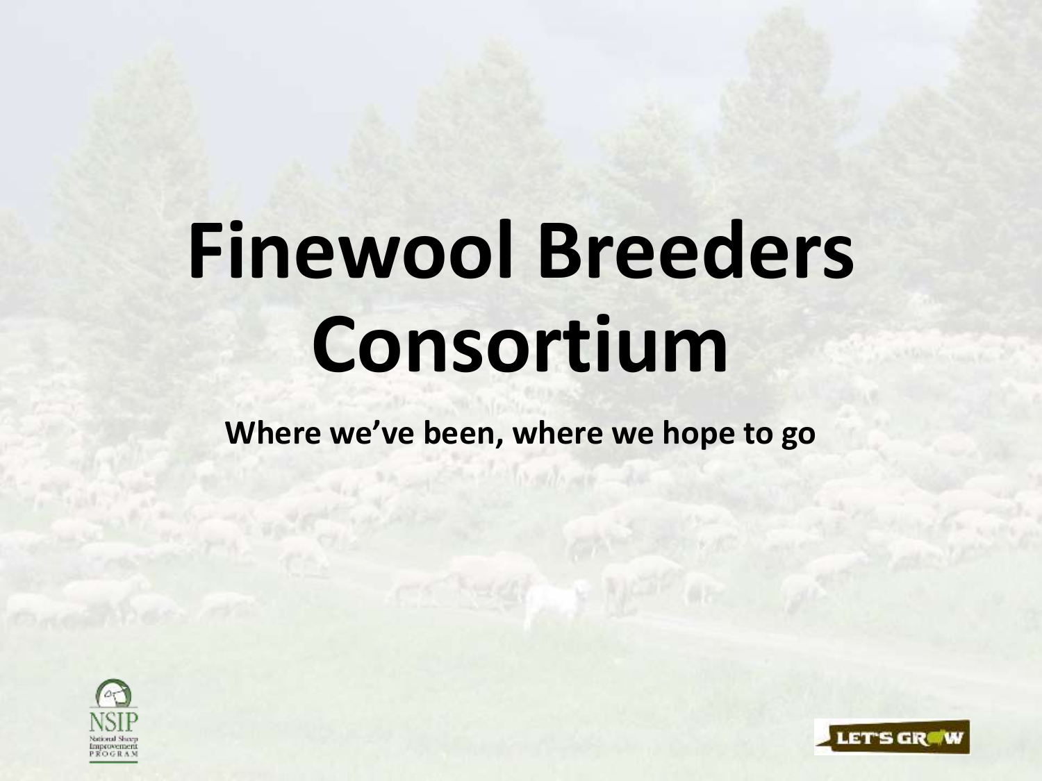# Finewool Breeders Consortium

**Where we've been, where we hope to go**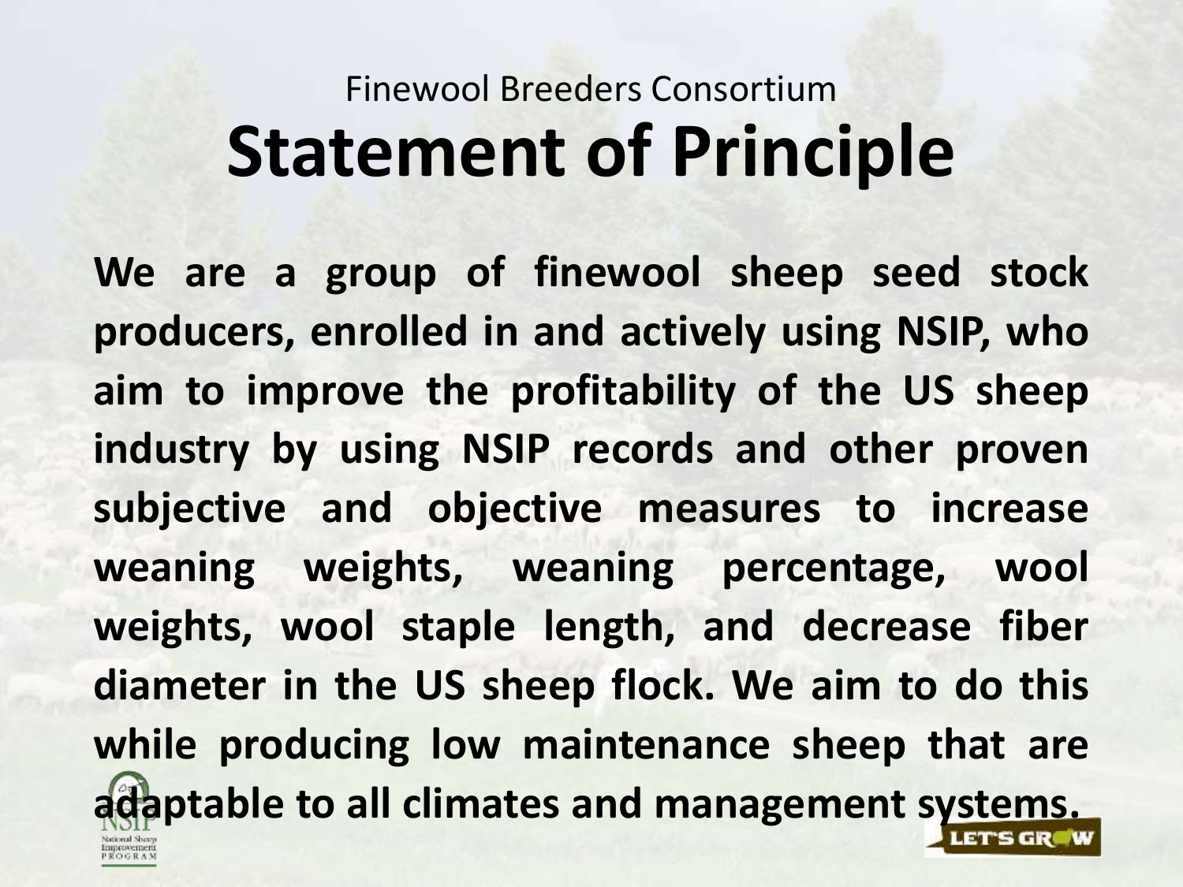Finewool Breeders Consortium

# Statement of Principle

**We are a group of finewool sheep seed stock producers, enrolled in and actively using NSIP, who aim to improve the profitability of the US sheep industry by using NSIP records and other proven subjective and objective measures to increase weaning weights, weaning percentage, wool weights, wool staple length, and decrease fiber diameter in the US sheep flock. We aim to do this while producing low maintenance sheep that are adaptable to all climates and management systems.**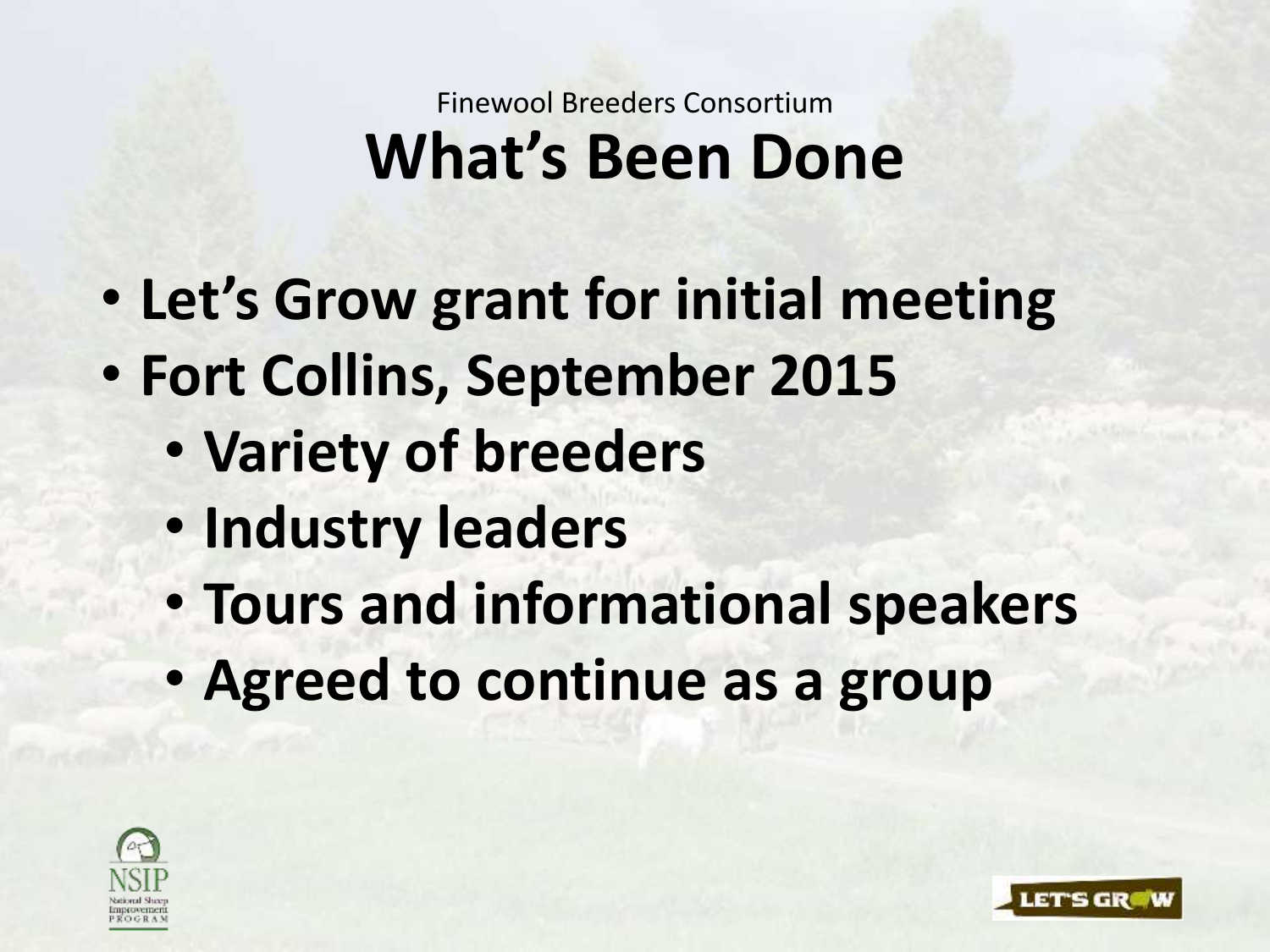Finewool Breeders Consortium

# What's Been Done

- **Let's Grow grant for initial meeting**
- **Fort Collins, September 2015**
  - **Variety of breeders**
  - **Industry leaders**
  - **Tours and informational speakers**
  - **Agreed to continue as a group**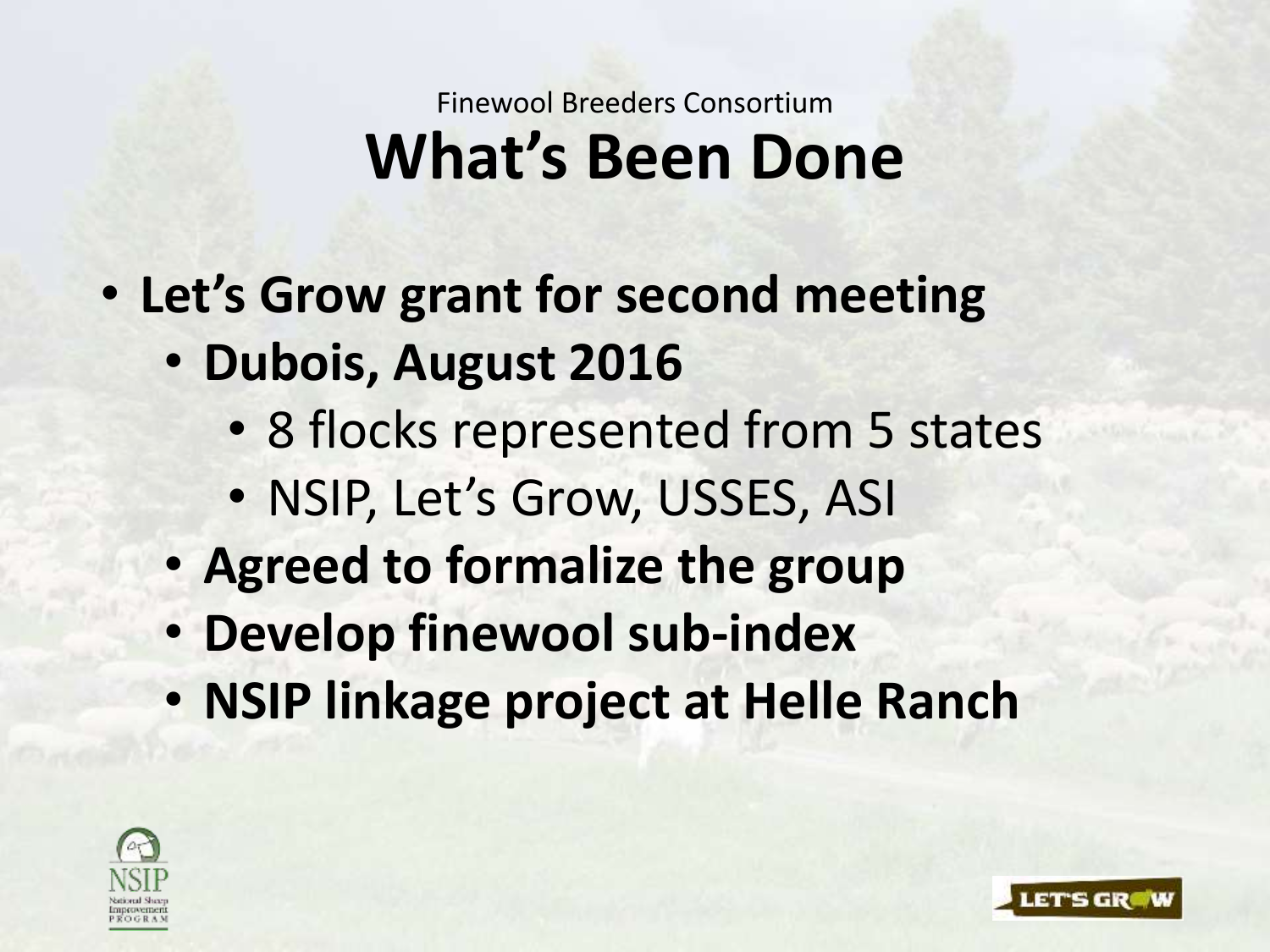Finewool Breeders Consortium

# What's Been Done

- **Let's Grow grant for second meeting**
  - **Dubois, August 2016**
    - 8 flocks represented from 5 states
    - NSIP, Let's Grow, USSES, ASI
  - **Agreed to formalize the group**
  - **Develop finewool sub-index**
  - **NSIP linkage project at Helle Ranch**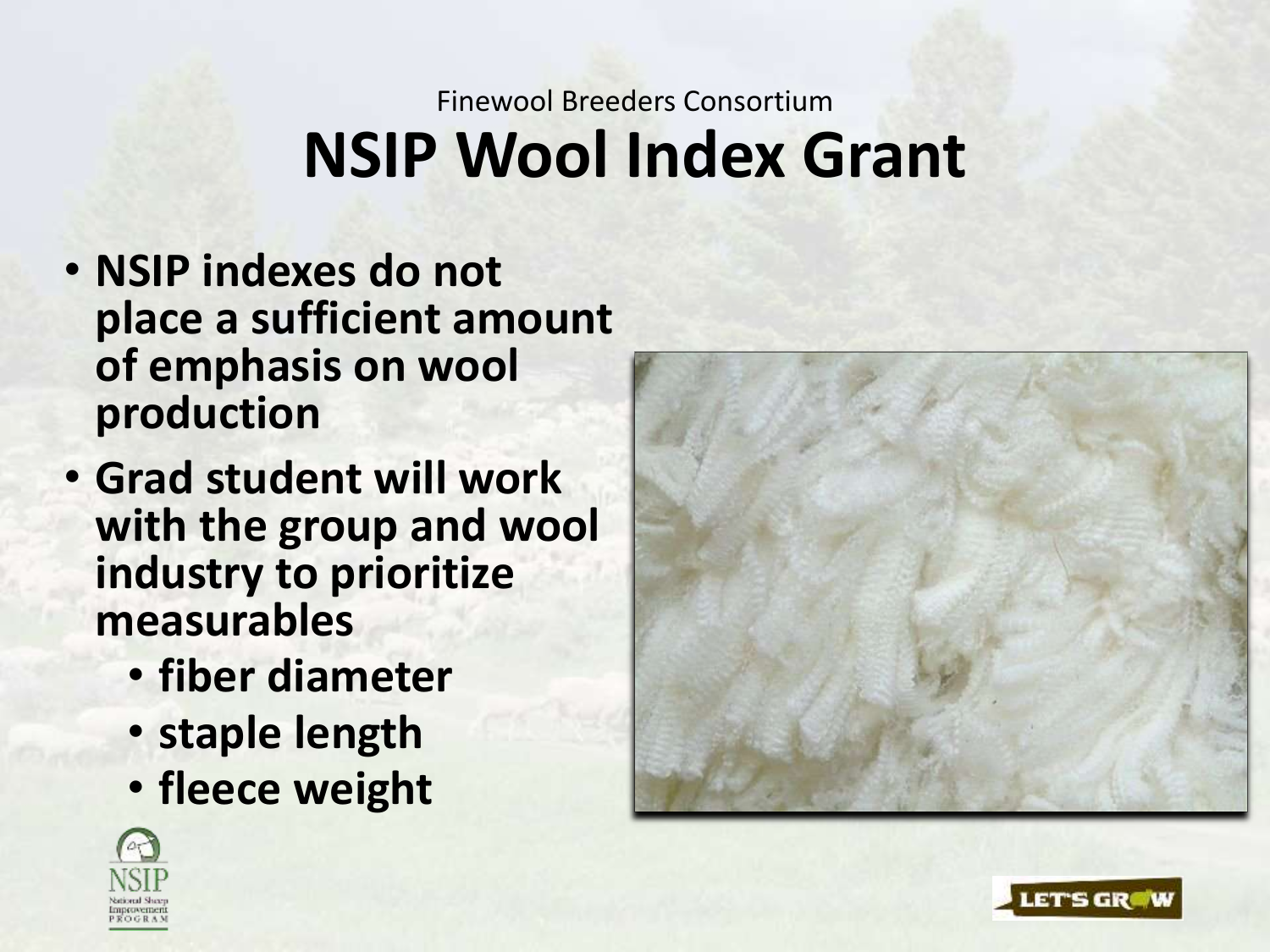Finewool Breeders Consortium

# NSIP Wool Index Grant

- **NSIP indexes do not place a sufficient amount of emphasis on wool production**
- **Grad student will work with the group and wool industry to prioritize measurables**
  - **fiber diameter**
  - **staple length**
  - **fleece weight**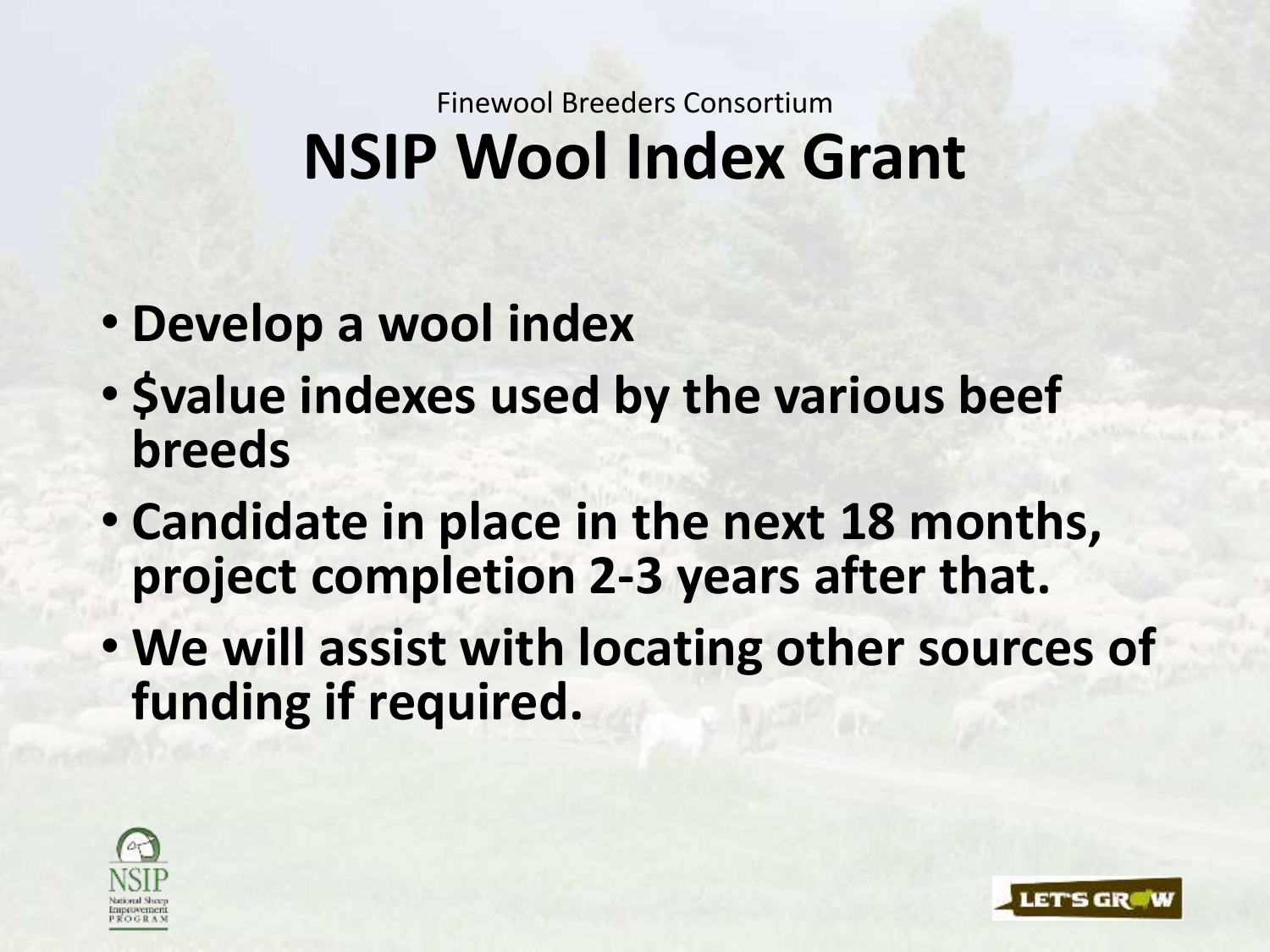Finewool Breeders Consortium

# NSIP Wool Index Grant

- **Develop a wool index**
- **$value indexes used by the various beef breeds**
- **Candidate in place in the next 18 months, project completion 2-3 years after that.**
- **We will assist with locating other sources of funding if required.**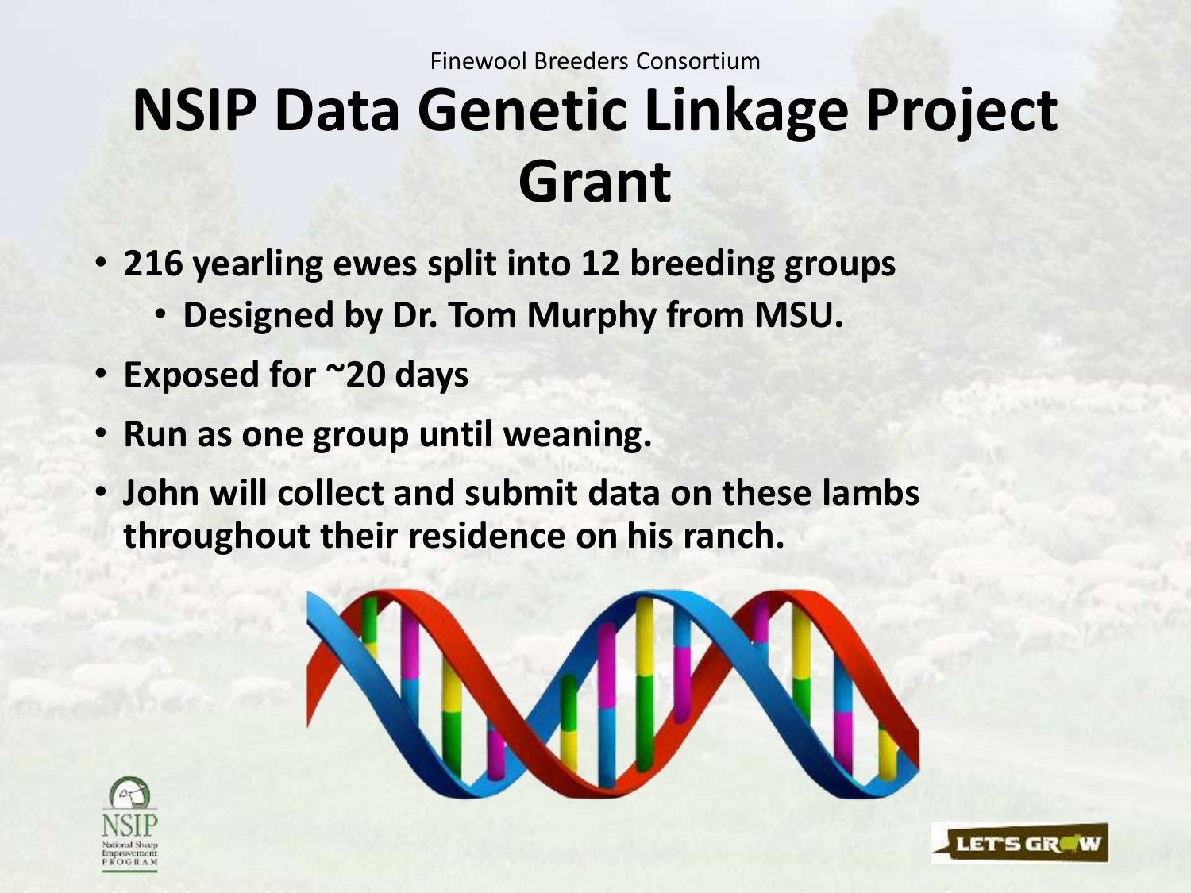Finewool Breeders Consortium

# NSIP Data Genetic Linkage Project Grant

- **216 yearling ewes split into 12 breeding groups**
  - **Designed by Dr. Tom Murphy from MSU.**
- **Exposed for ~20 days**
- **Run as one group until weaning.**
- **John will collect and submit data on these lambs throughout their residence on his ranch.**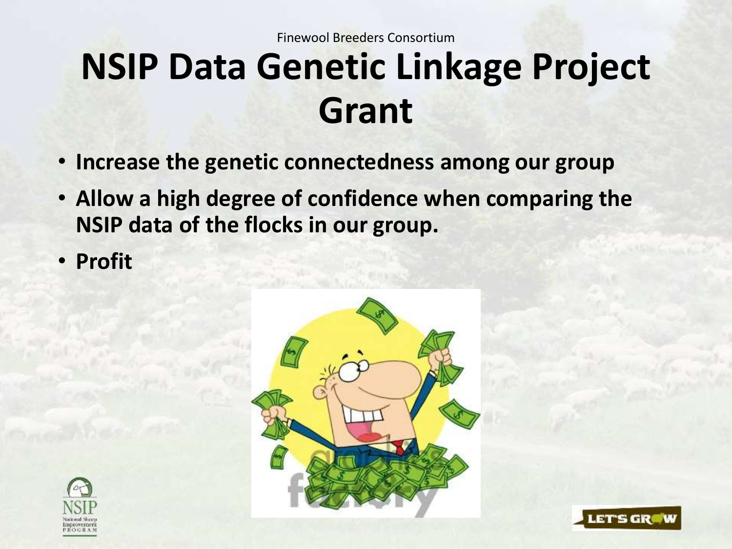Finewool Breeders Consortium

# NSIP Data Genetic Linkage Project Grant

- **Increase the genetic connectedness among our group**
- **Allow a high degree of confidence when comparing the NSIP data of the flocks in our group.**
- **Profit**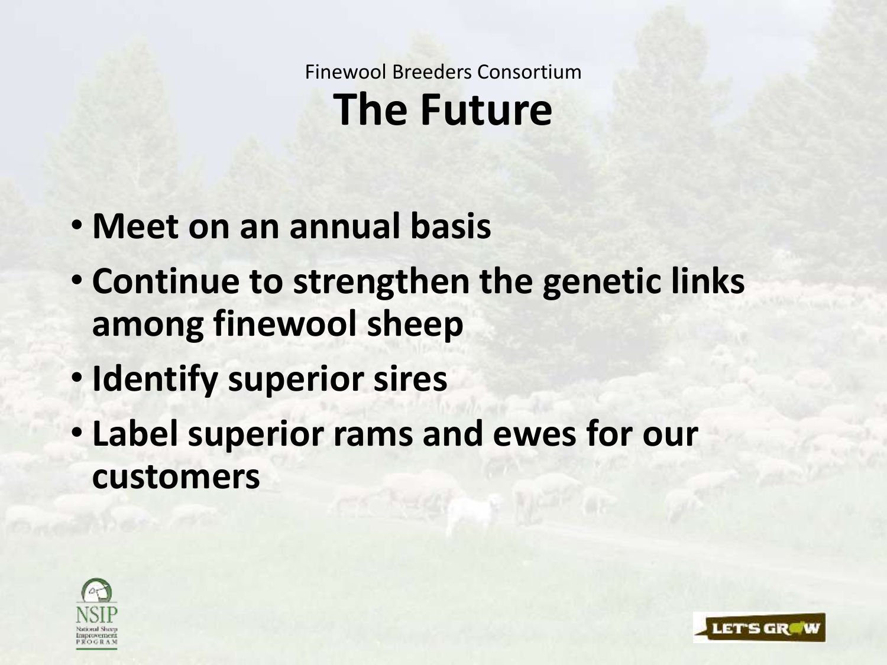Finewool Breeders Consortium

# The Future

- **Meet on an annual basis**
- **Continue to strengthen the genetic links among finewool sheep**
- **Identify superior sires**
- **Label superior rams and ewes for our customers**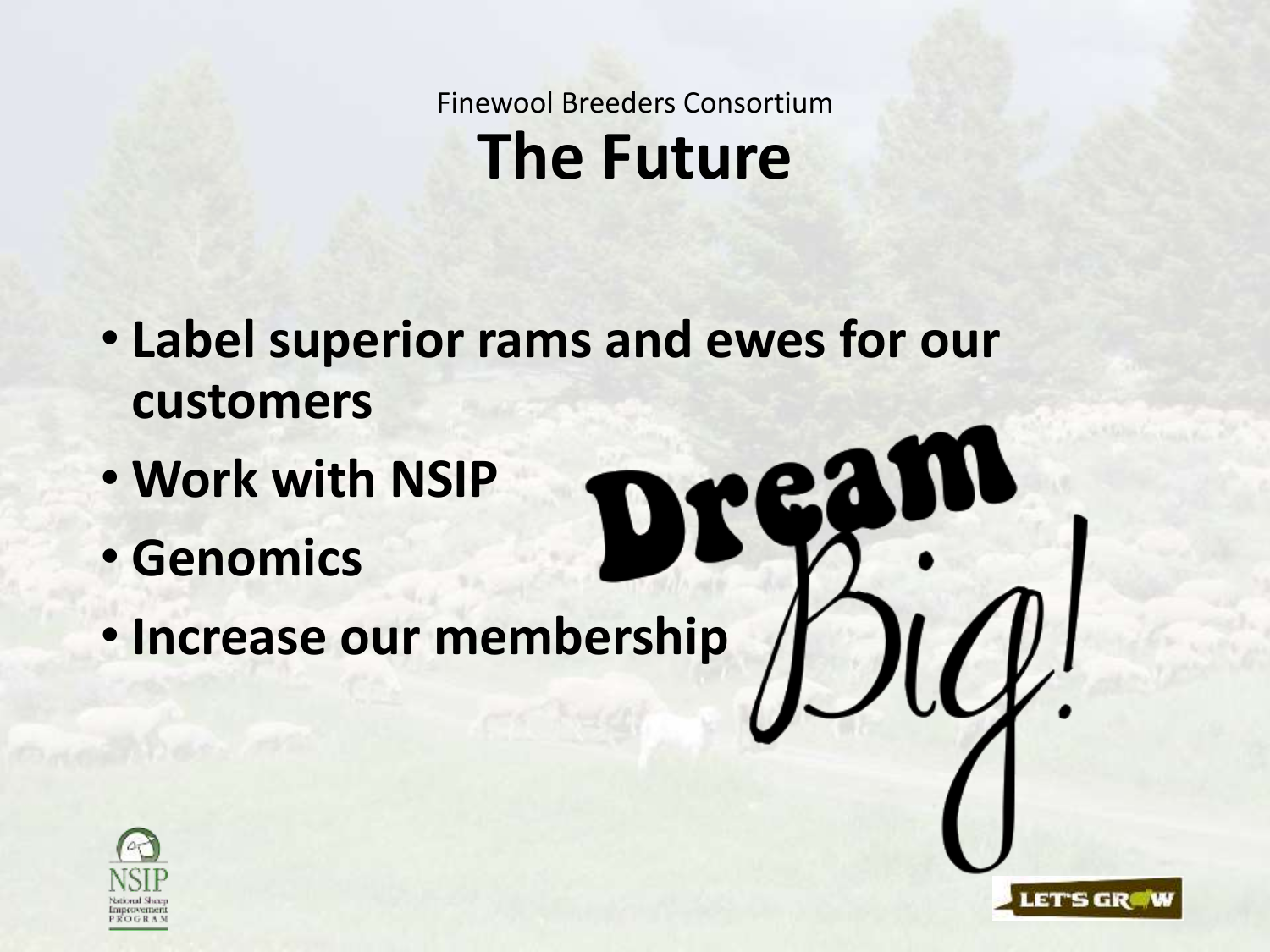Finewool Breeders Consortium

# The Future

- **Label superior rams and ewes for our customers**
- **Work with NSIP**
- **Genomics**
- **Increase our membership**

Dream Big!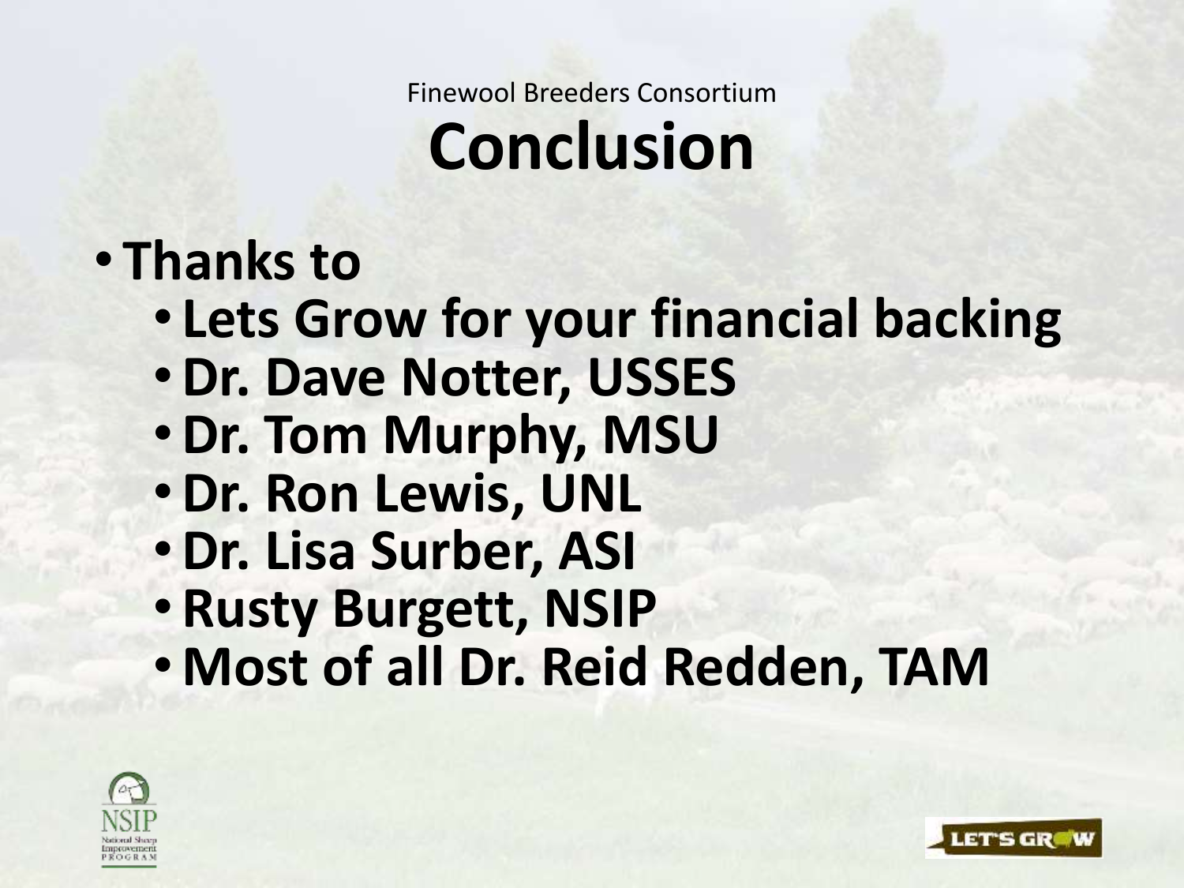Finewool Breeders Consortium

# Conclusion

- **Thanks to**
  - **Lets Grow for your financial backing**
  - **Dr. Dave Notter, USSES**
  - **Dr. Tom Murphy, MSU**
  - **Dr. Ron Lewis, UNL**
  - **Dr. Lisa Surber, ASI**
  - **Rusty Burgett, NSIP**
  - **Most of all Dr. Reid Redden, TAM**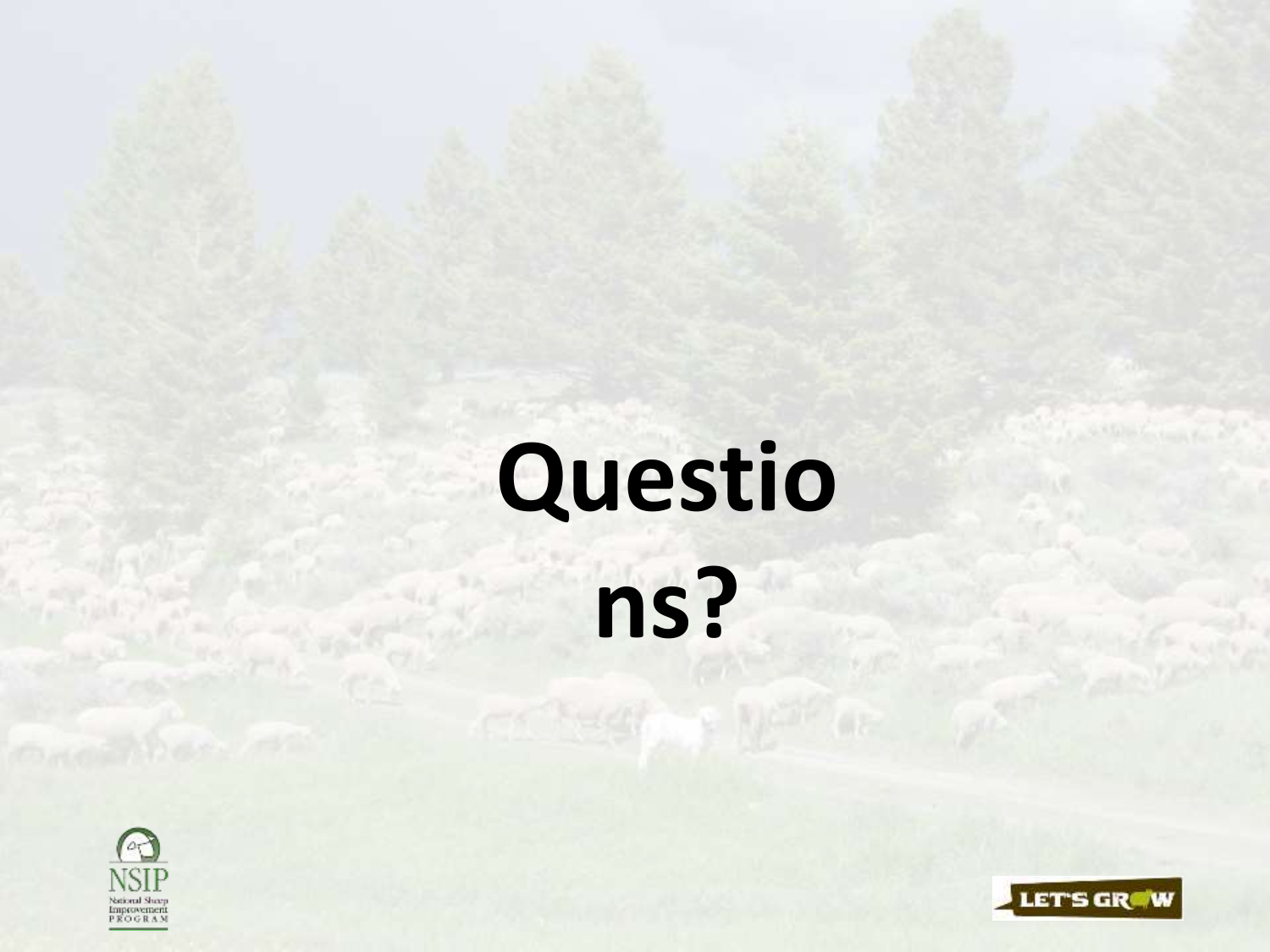# Questio ns?